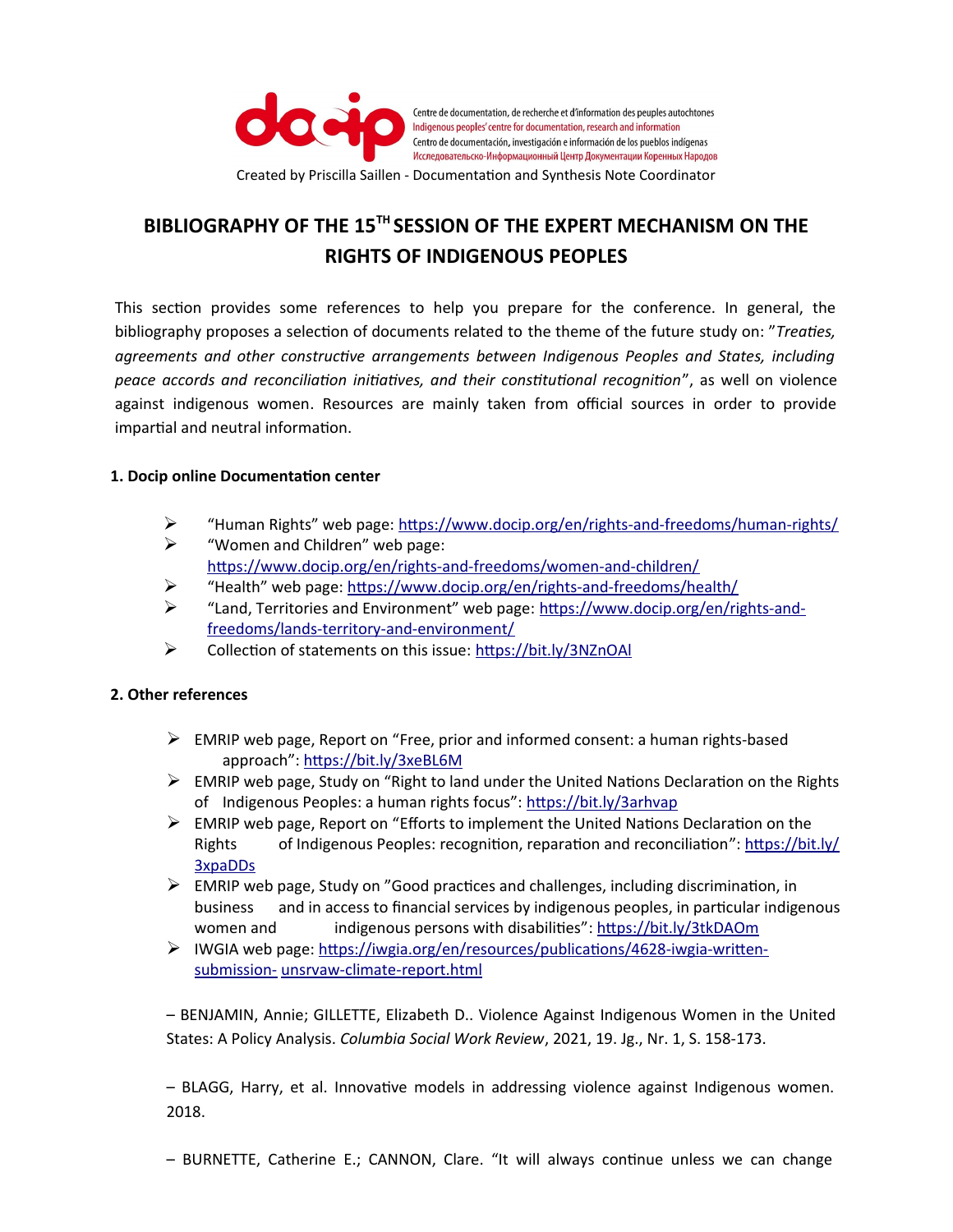Centre de documentation, de recherche et d'information des peuples autochtones
Indigenous peoples' centre for documentation, research and information
Centro de documentación, investigación e información de los pueblos indígenas
Исследовательско-Информационный Центр Документации Коренных Народов

Created by Priscilla Saillen - Documentation and Synthesis Note Coordinator

# BIBLIOGRAPHY OF THE 15TH SESSION OF THE EXPERT MECHANISM ON THE RIGHTS OF INDIGENOUS PEOPLES

This section provides some references to help you prepare for the conference. In general, the bibliography proposes a selection of documents related to the theme of the future study on: "*Treaties, agreements and other constructive arrangements between Indigenous Peoples and States, including peace accords and reconciliation initiatives, and their constitutional recognition*", as well on violence against indigenous women. Resources are mainly taken from official sources in order to provide impartial and neutral information.

## 1. Docip online Documentation center

- "Human Rights" web page: https://www.docip.org/en/rights-and-freedoms/human-rights/
- "Women and Children" web page: https://www.docip.org/en/rights-and-freedoms/women-and-children/
- "Health" web page: https://www.docip.org/en/rights-and-freedoms/health/
- "Land, Territories and Environment" web page: https://www.docip.org/en/rights-and-freedoms/lands-territory-and-environment/
- Collection of statements on this issue: https://bit.ly/3NZnOAl

## 2. Other references

- EMRIP web page, Report on "Free, prior and informed consent: a human rights-based approach": https://bit.ly/3xeBL6M
- EMRIP web page, Study on "Right to land under the United Nations Declaration on the Rights of Indigenous Peoples: a human rights focus": https://bit.ly/3arhvap
- EMRIP web page, Report on "Efforts to implement the United Nations Declaration on the Rights of Indigenous Peoples: recognition, reparation and reconciliation": https://bit.ly/3xpaDDs
- EMRIP web page, Study on "Good practices and challenges, including discrimination, in business and in access to financial services by indigenous peoples, in particular indigenous women and indigenous persons with disabilities": https://bit.ly/3tkDAOm
- IWGIA web page: https://iwgia.org/en/resources/publications/4628-iwgia-written-submission-unsrvaw-climate-report.html

– BENJAMIN, Annie; GILLETTE, Elizabeth D.. Violence Against Indigenous Women in the United States: A Policy Analysis. *Columbia Social Work Review*, 2021, 19. Jg., Nr. 1, S. 158-173.

– BLAGG, Harry, et al. Innovative models in addressing violence against Indigenous women. 2018.

– BURNETTE, Catherine E.; CANNON, Clare. "It will always continue unless we can change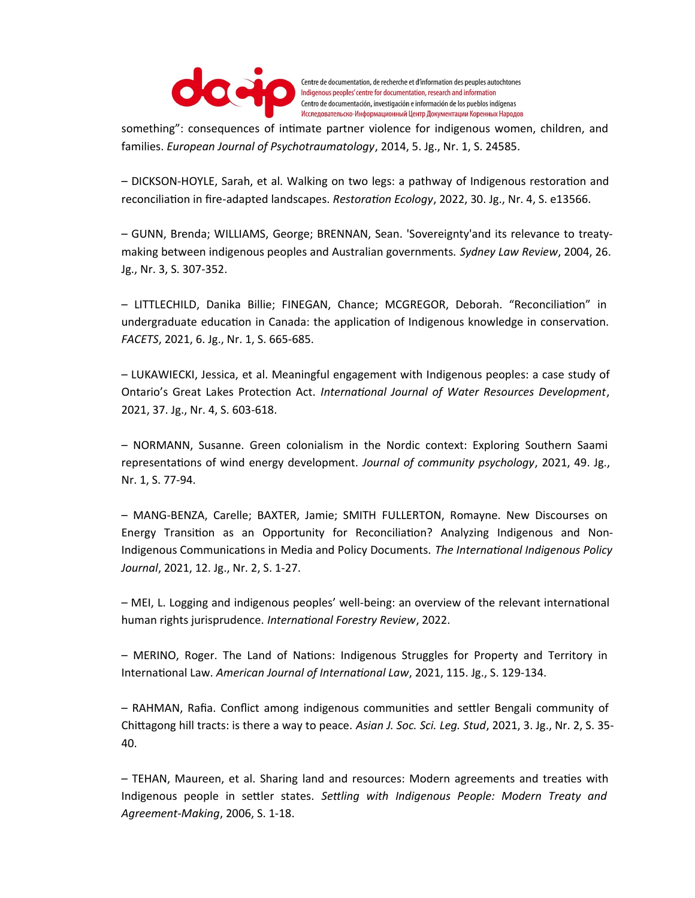something": consequences of intimate partner violence for indigenous women, children, and families. *European Journal of Psychotraumatology*, 2014, 5. Jg., Nr. 1, S. 24585.

– DICKSON-HOYLE, Sarah, et al. Walking on two legs: a pathway of Indigenous restoration and reconciliation in fire-adapted landscapes. *Restoration Ecology*, 2022, 30. Jg., Nr. 4, S. e13566.

– GUNN, Brenda; WILLIAMS, George; BRENNAN, Sean. 'Sovereignty'and its relevance to treaty-making between indigenous peoples and Australian governments. *Sydney Law Review*, 2004, 26. Jg., Nr. 3, S. 307-352.

– LITTLECHILD, Danika Billie; FINEGAN, Chance; MCGREGOR, Deborah. "Reconciliation" in undergraduate education in Canada: the application of Indigenous knowledge in conservation. *FACETS*, 2021, 6. Jg., Nr. 1, S. 665-685.

– LUKAWIECKI, Jessica, et al. Meaningful engagement with Indigenous peoples: a case study of Ontario's Great Lakes Protection Act. *International Journal of Water Resources Development*, 2021, 37. Jg., Nr. 4, S. 603-618.

– NORMANN, Susanne. Green colonialism in the Nordic context: Exploring Southern Saami representations of wind energy development. *Journal of community psychology*, 2021, 49. Jg., Nr. 1, S. 77-94.

– MANG-BENZA, Carelle; BAXTER, Jamie; SMITH FULLERTON, Romayne. New Discourses on Energy Transition as an Opportunity for Reconciliation? Analyzing Indigenous and Non-Indigenous Communications in Media and Policy Documents. *The International Indigenous Policy Journal*, 2021, 12. Jg., Nr. 2, S. 1-27.

– MEI, L. Logging and indigenous peoples' well-being: an overview of the relevant international human rights jurisprudence. *International Forestry Review*, 2022.

– MERINO, Roger. The Land of Nations: Indigenous Struggles for Property and Territory in International Law. *American Journal of International Law*, 2021, 115. Jg., S. 129-134.

– RAHMAN, Rafia. Conflict among indigenous communities and settler Bengali community of Chittagong hill tracts: is there a way to peace. *Asian J. Soc. Sci. Leg. Stud*, 2021, 3. Jg., Nr. 2, S. 35-40.

– TEHAN, Maureen, et al. Sharing land and resources: Modern agreements and treaties with Indigenous people in settler states. *Settling with Indigenous People: Modern Treaty and Agreement-Making*, 2006, S. 1-18.